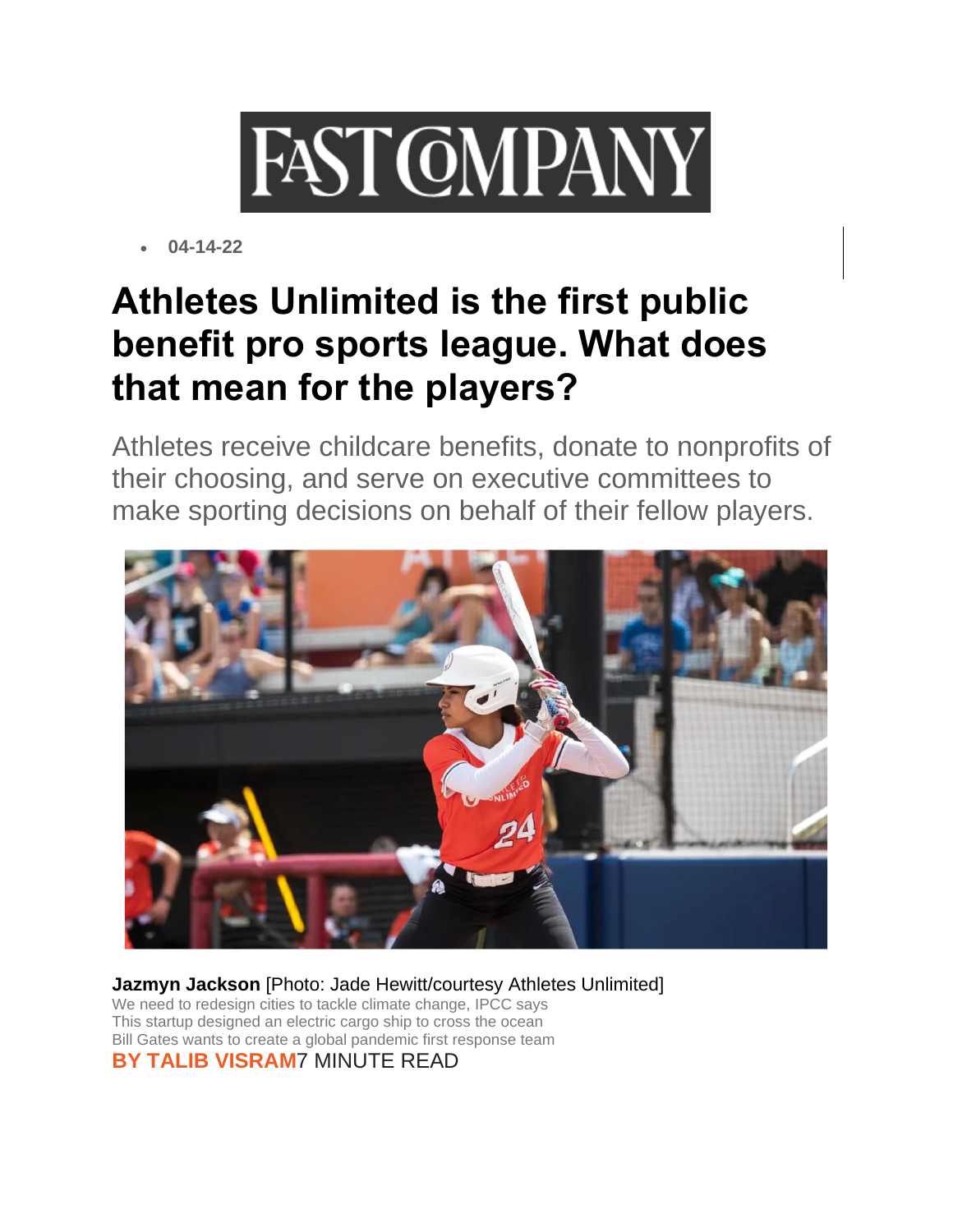- **04-14-22**

# Athletes Unlimited is the first public benefit pro sports league. What does that mean for the players?

Athletes receive childcare benefits, donate to nonprofits of their choosing, and serve on executive committees to make sporting decisions on behalf of their fellow players.

**Jazmyn Jackson** [Photo: Jade Hewitt/courtesy Athletes Unlimited]

We need to redesign cities to tackle climate change, IPCC says
This startup designed an electric cargo ship to cross the ocean
Bill Gates wants to create a global pandemic first response team

**BY TALIB VISRAM** 7 MINUTE READ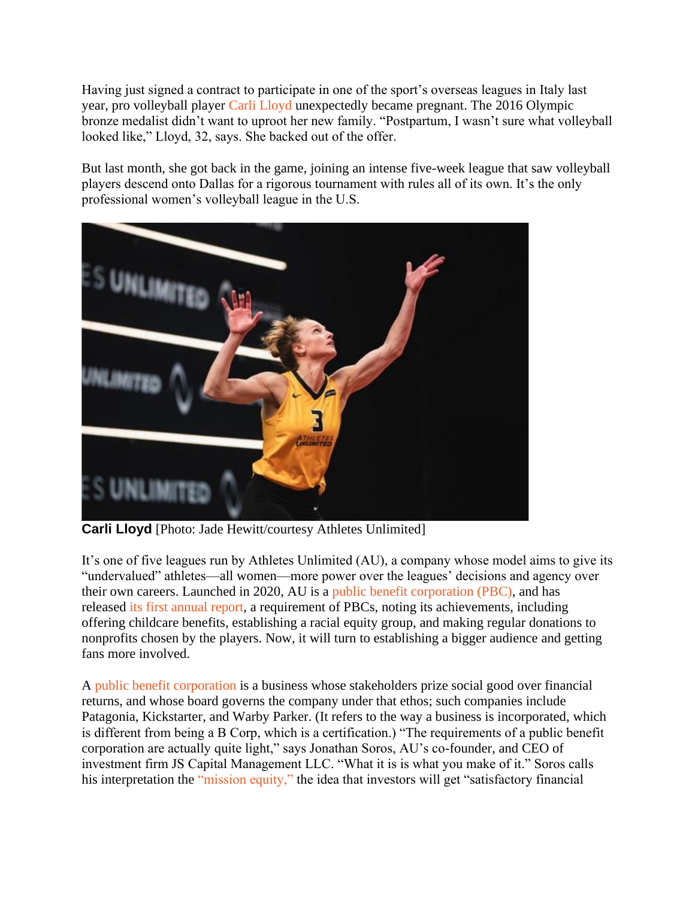Having just signed a contract to participate in one of the sport's overseas leagues in Italy last year, pro volleyball player Carli Lloyd unexpectedly became pregnant. The 2016 Olympic bronze medalist didn't want to uproot her new family. "Postpartum, I wasn't sure what volleyball looked like," Lloyd, 32, says. She backed out of the offer.

But last month, she got back in the game, joining an intense five-week league that saw volleyball players descend onto Dallas for a rigorous tournament with rules all of its own. It's the only professional women's volleyball league in the U.S.

**Carli Lloyd** [Photo: Jade Hewitt/courtesy Athletes Unlimited]

It's one of five leagues run by Athletes Unlimited (AU), a company whose model aims to give its "undervalued" athletes—all women—more power over the leagues' decisions and agency over their own careers. Launched in 2020, AU is a public benefit corporation (PBC), and has released its first annual report, a requirement of PBCs, noting its achievements, including offering childcare benefits, establishing a racial equity group, and making regular donations to nonprofits chosen by the players. Now, it will turn to establishing a bigger audience and getting fans more involved.

A public benefit corporation is a business whose stakeholders prize social good over financial returns, and whose board governs the company under that ethos; such companies include Patagonia, Kickstarter, and Warby Parker. (It refers to the way a business is incorporated, which is different from being a B Corp, which is a certification.) "The requirements of a public benefit corporation are actually quite light," says Jonathan Soros, AU's co-founder, and CEO of investment firm JS Capital Management LLC. "What it is is what you make of it." Soros calls his interpretation the "mission equity," the idea that investors will get "satisfactory financial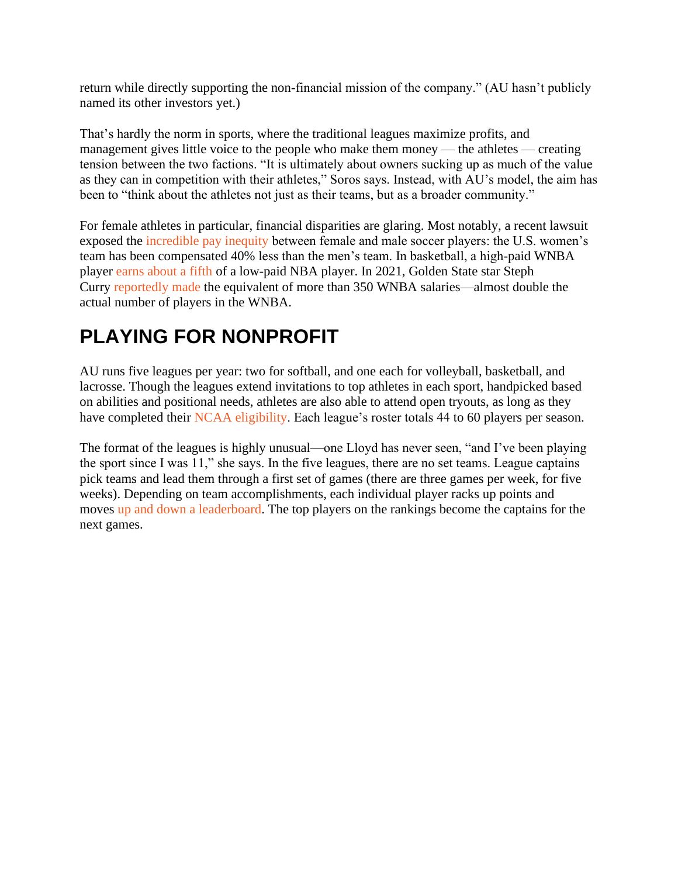return while directly supporting the non-financial mission of the company." (AU hasn't publicly named its other investors yet.)

That's hardly the norm in sports, where the traditional leagues maximize profits, and management gives little voice to the people who make them money — the athletes — creating tension between the two factions. "It is ultimately about owners sucking up as much of the value as they can in competition with their athletes," Soros says. Instead, with AU's model, the aim has been to "think about the athletes not just as their teams, but as a broader community."

For female athletes in particular, financial disparities are glaring. Most notably, a recent lawsuit exposed the incredible pay inequity between female and male soccer players: the U.S. women's team has been compensated 40% less than the men's team. In basketball, a high-paid WNBA player earns about a fifth of a low-paid NBA player. In 2021, Golden State star Steph Curry reportedly made the equivalent of more than 350 WNBA salaries—almost double the actual number of players in the WNBA.

## PLAYING FOR NONPROFIT

AU runs five leagues per year: two for softball, and one each for volleyball, basketball, and lacrosse. Though the leagues extend invitations to top athletes in each sport, handpicked based on abilities and positional needs, athletes are also able to attend open tryouts, as long as they have completed their NCAA eligibility. Each league's roster totals 44 to 60 players per season.

The format of the leagues is highly unusual—one Lloyd has never seen, "and I've been playing the sport since I was 11," she says. In the five leagues, there are no set teams. League captains pick teams and lead them through a first set of games (there are three games per week, for five weeks). Depending on team accomplishments, each individual player racks up points and moves up and down a leaderboard. The top players on the rankings become the captains for the next games.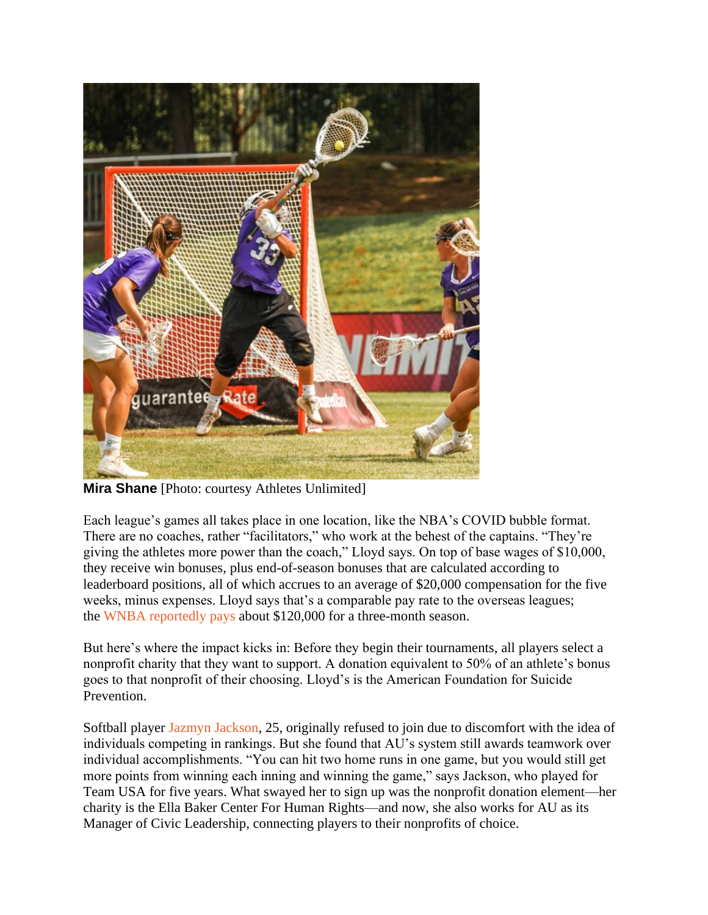**Mira Shane** [Photo: courtesy Athletes Unlimited]

Each league's games all takes place in one location, like the NBA's COVID bubble format. There are no coaches, rather "facilitators," who work at the behest of the captains. "They're giving the athletes more power than the coach," Lloyd says. On top of base wages of $10,000, they receive win bonuses, plus end-of-season bonuses that are calculated according to leaderboard positions, all of which accrues to an average of $20,000 compensation for the five weeks, minus expenses. Lloyd says that's a comparable pay rate to the overseas leagues; the WNBA reportedly pays about $120,000 for a three-month season.

But here's where the impact kicks in: Before they begin their tournaments, all players select a nonprofit charity that they want to support. A donation equivalent to 50% of an athlete's bonus goes to that nonprofit of their choosing. Lloyd's is the American Foundation for Suicide Prevention.

Softball player Jazmyn Jackson, 25, originally refused to join due to discomfort with the idea of individuals competing in rankings. But she found that AU's system still awards teamwork over individual accomplishments. "You can hit two home runs in one game, but you would still get more points from winning each inning and winning the game," says Jackson, who played for Team USA for five years. What swayed her to sign up was the nonprofit donation element—her charity is the Ella Baker Center For Human Rights—and now, she also works for AU as its Manager of Civic Leadership, connecting players to their nonprofits of choice.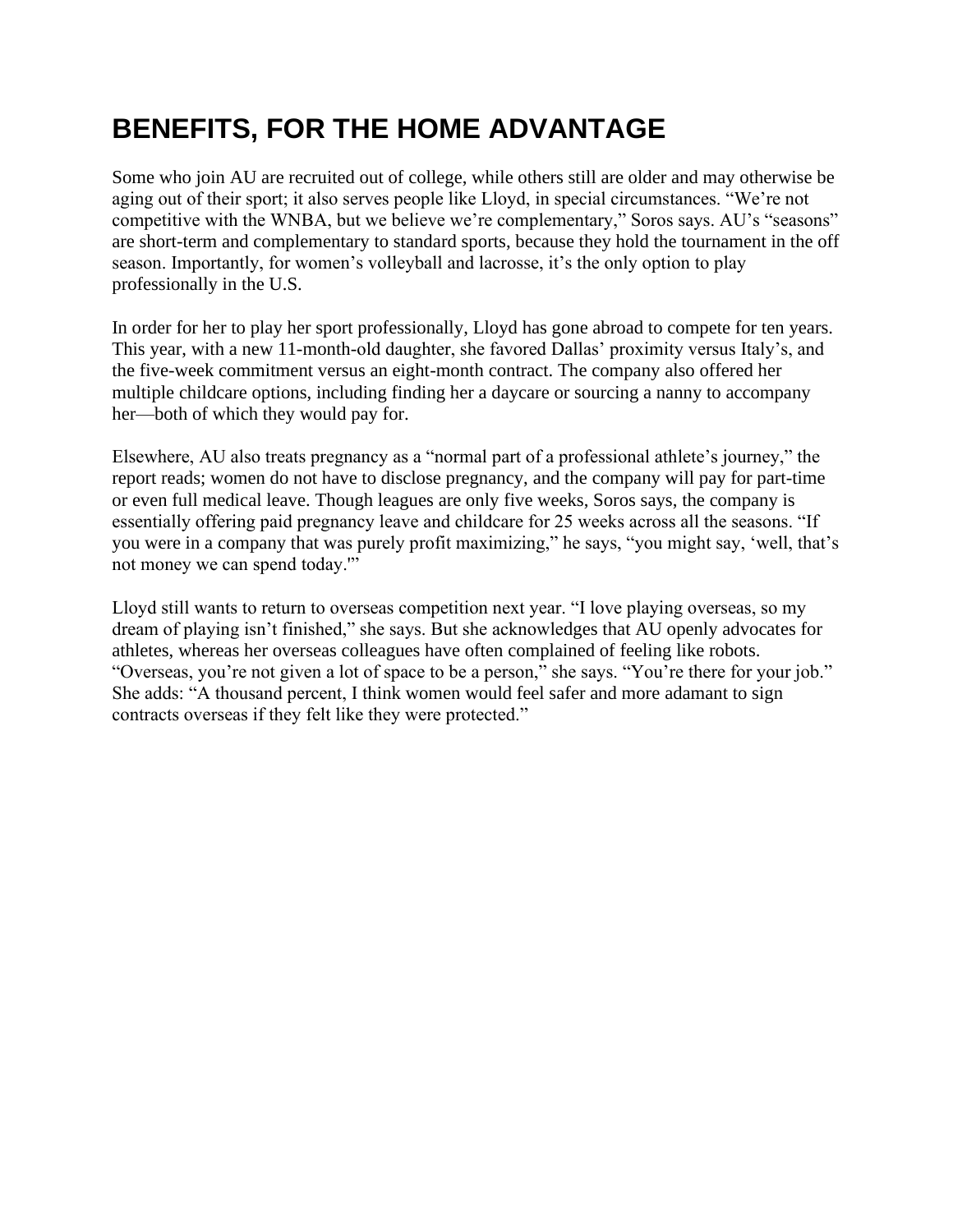# BENEFITS, FOR THE HOME ADVANTAGE

Some who join AU are recruited out of college, while others still are older and may otherwise be aging out of their sport; it also serves people like Lloyd, in special circumstances. “We’re not competitive with the WNBA, but we believe we’re complementary,” Soros says. AU’s “seasons” are short-term and complementary to standard sports, because they hold the tournament in the off season. Importantly, for women’s volleyball and lacrosse, it’s the only option to play professionally in the U.S.

In order for her to play her sport professionally, Lloyd has gone abroad to compete for ten years. This year, with a new 11-month-old daughter, she favored Dallas’ proximity versus Italy’s, and the five-week commitment versus an eight-month contract. The company also offered her multiple childcare options, including finding her a daycare or sourcing a nanny to accompany her—both of which they would pay for.

Elsewhere, AU also treats pregnancy as a “normal part of a professional athlete’s journey,” the report reads; women do not have to disclose pregnancy, and the company will pay for part-time or even full medical leave. Though leagues are only five weeks, Soros says, the company is essentially offering paid pregnancy leave and childcare for 25 weeks across all the seasons. “If you were in a company that was purely profit maximizing,” he says, “you might say, ‘well, that’s not money we can spend today.'"

Lloyd still wants to return to overseas competition next year. “I love playing overseas, so my dream of playing isn’t finished,” she says. But she acknowledges that AU openly advocates for athletes, whereas her overseas colleagues have often complained of feeling like robots. “Overseas, you’re not given a lot of space to be a person,” she says. “You’re there for your job.” She adds: “A thousand percent, I think women would feel safer and more adamant to sign contracts overseas if they felt like they were protected.”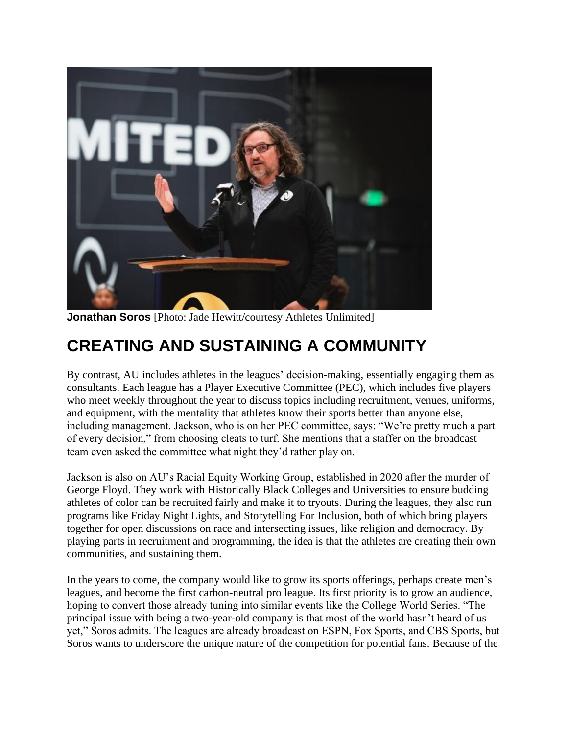**Jonathan Soros** [Photo: Jade Hewitt/courtesy Athletes Unlimited]

## CREATING AND SUSTAINING A COMMUNITY

By contrast, AU includes athletes in the leagues' decision-making, essentially engaging them as consultants. Each league has a Player Executive Committee (PEC), which includes five players who meet weekly throughout the year to discuss topics including recruitment, venues, uniforms, and equipment, with the mentality that athletes know their sports better than anyone else, including management. Jackson, who is on her PEC committee, says: "We're pretty much a part of every decision," from choosing cleats to turf. She mentions that a staffer on the broadcast team even asked the committee what night they'd rather play on.

Jackson is also on AU's Racial Equity Working Group, established in 2020 after the murder of George Floyd. They work with Historically Black Colleges and Universities to ensure budding athletes of color can be recruited fairly and make it to tryouts. During the leagues, they also run programs like Friday Night Lights, and Storytelling For Inclusion, both of which bring players together for open discussions on race and intersecting issues, like religion and democracy. By playing parts in recruitment and programming, the idea is that the athletes are creating their own communities, and sustaining them.

In the years to come, the company would like to grow its sports offerings, perhaps create men's leagues, and become the first carbon-neutral pro league. Its first priority is to grow an audience, hoping to convert those already tuning into similar events like the College World Series. "The principal issue with being a two-year-old company is that most of the world hasn't heard of us yet," Soros admits. The leagues are already broadcast on ESPN, Fox Sports, and CBS Sports, but Soros wants to underscore the unique nature of the competition for potential fans. Because of the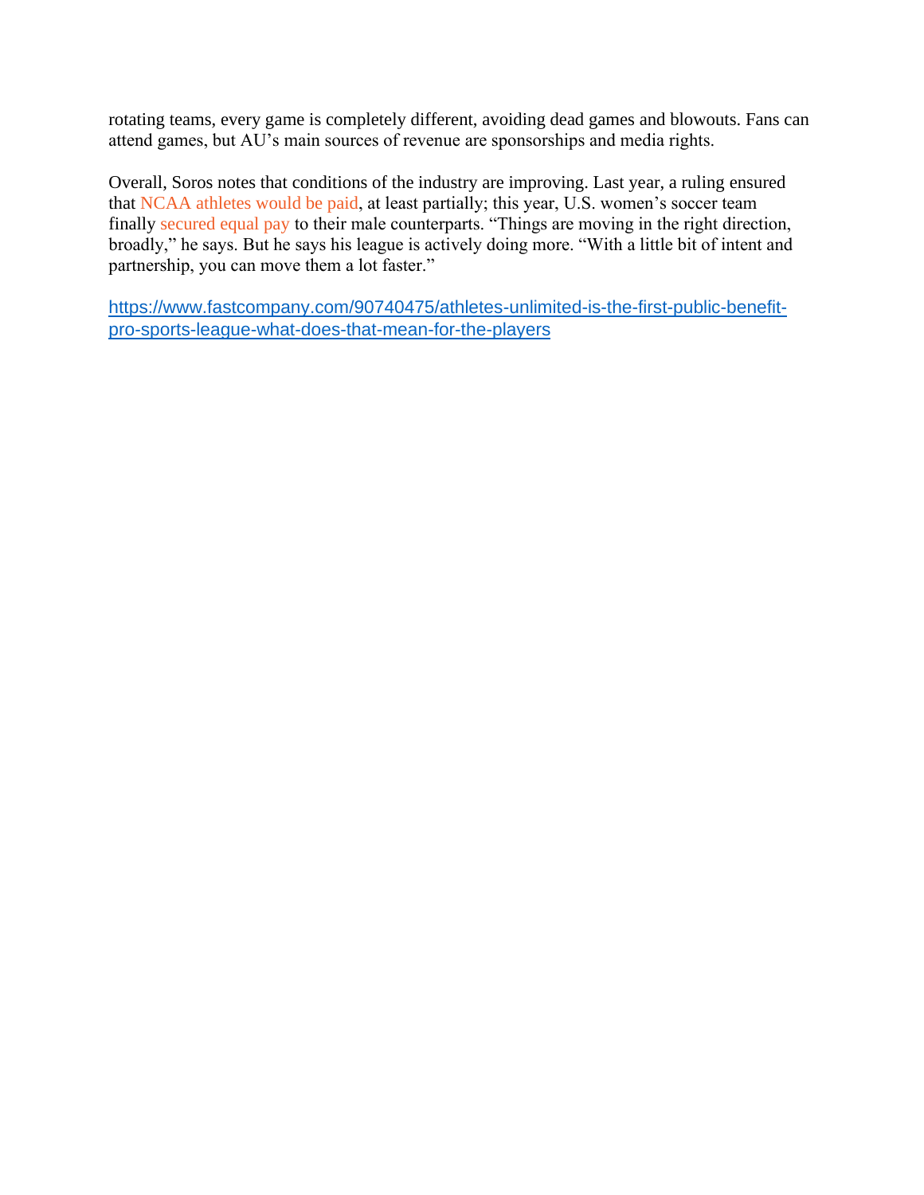rotating teams, every game is completely different, avoiding dead games and blowouts. Fans can attend games, but AU's main sources of revenue are sponsorships and media rights.

Overall, Soros notes that conditions of the industry are improving. Last year, a ruling ensured that NCAA athletes would be paid, at least partially; this year, U.S. women's soccer team finally secured equal pay to their male counterparts. "Things are moving in the right direction, broadly," he says. But he says his league is actively doing more. "With a little bit of intent and partnership, you can move them a lot faster."

https://www.fastcompany.com/90740475/athletes-unlimited-is-the-first-public-benefit-pro-sports-league-what-does-that-mean-for-the-players